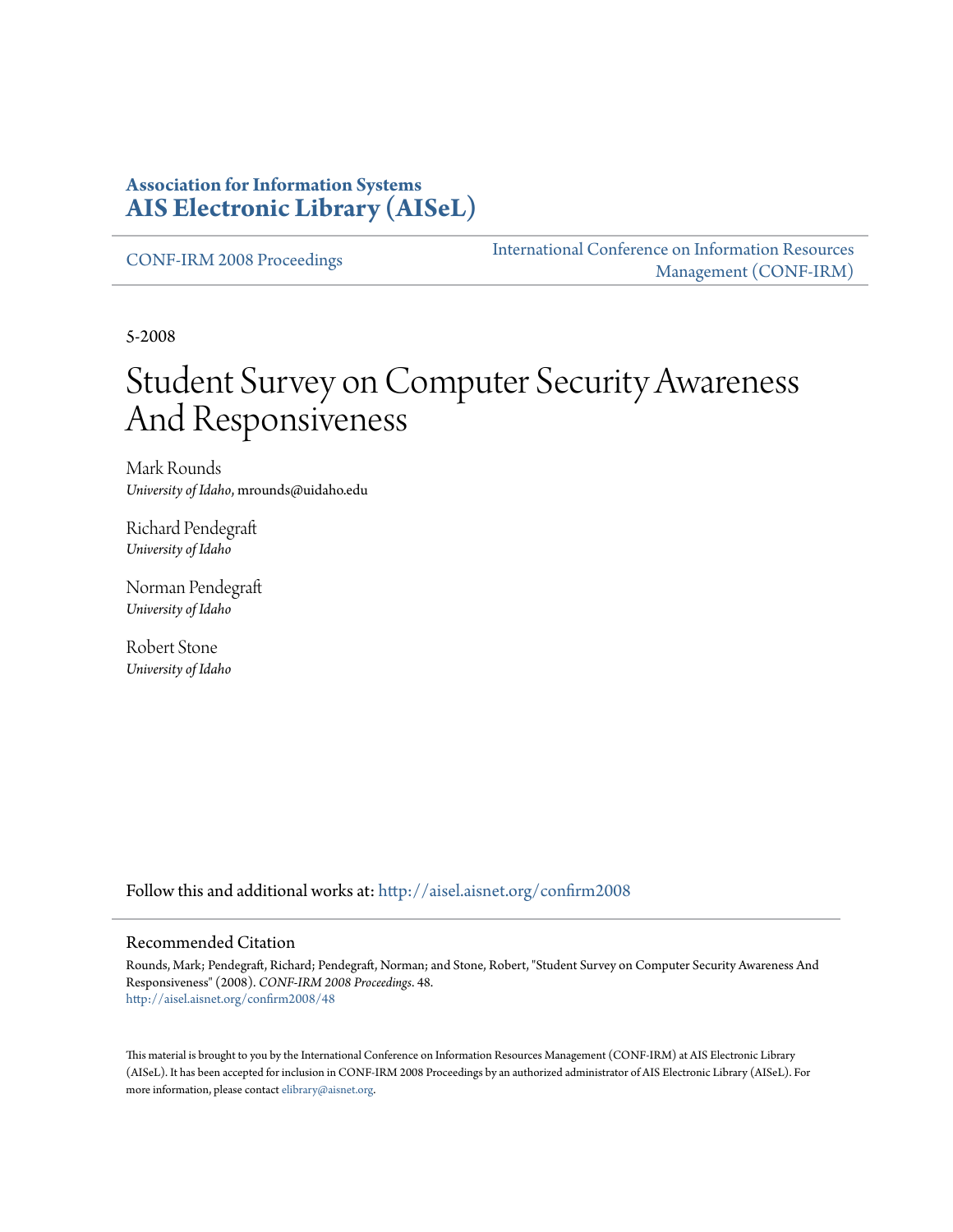**Association for Information Systems**
**AIS Electronic Library (AISeL)**

CONF-IRM 2008 Proceedings

International Conference on Information Resources Management (CONF-IRM)

5-2008

# Student Survey on Computer Security Awareness And Responsiveness

Mark Rounds
*University of Idaho*, mrounds@uidaho.edu

Richard Pendegraft
*University of Idaho*

Norman Pendegraft
*University of Idaho*

Robert Stone
*University of Idaho*

Follow this and additional works at: http://aisel.aisnet.org/confirm2008

## Recommended Citation

Rounds, Mark; Pendegraft, Richard; Pendegraft, Norman; and Stone, Robert, "Student Survey on Computer Security Awareness And Responsiveness" (2008). *CONF-IRM 2008 Proceedings*. 48.
http://aisel.aisnet.org/confirm2008/48

This material is brought to you by the International Conference on Information Resources Management (CONF-IRM) at AIS Electronic Library (AISeL). It has been accepted for inclusion in CONF-IRM 2008 Proceedings by an authorized administrator of AIS Electronic Library (AISeL). For more information, please contact elibrary@aisnet.org.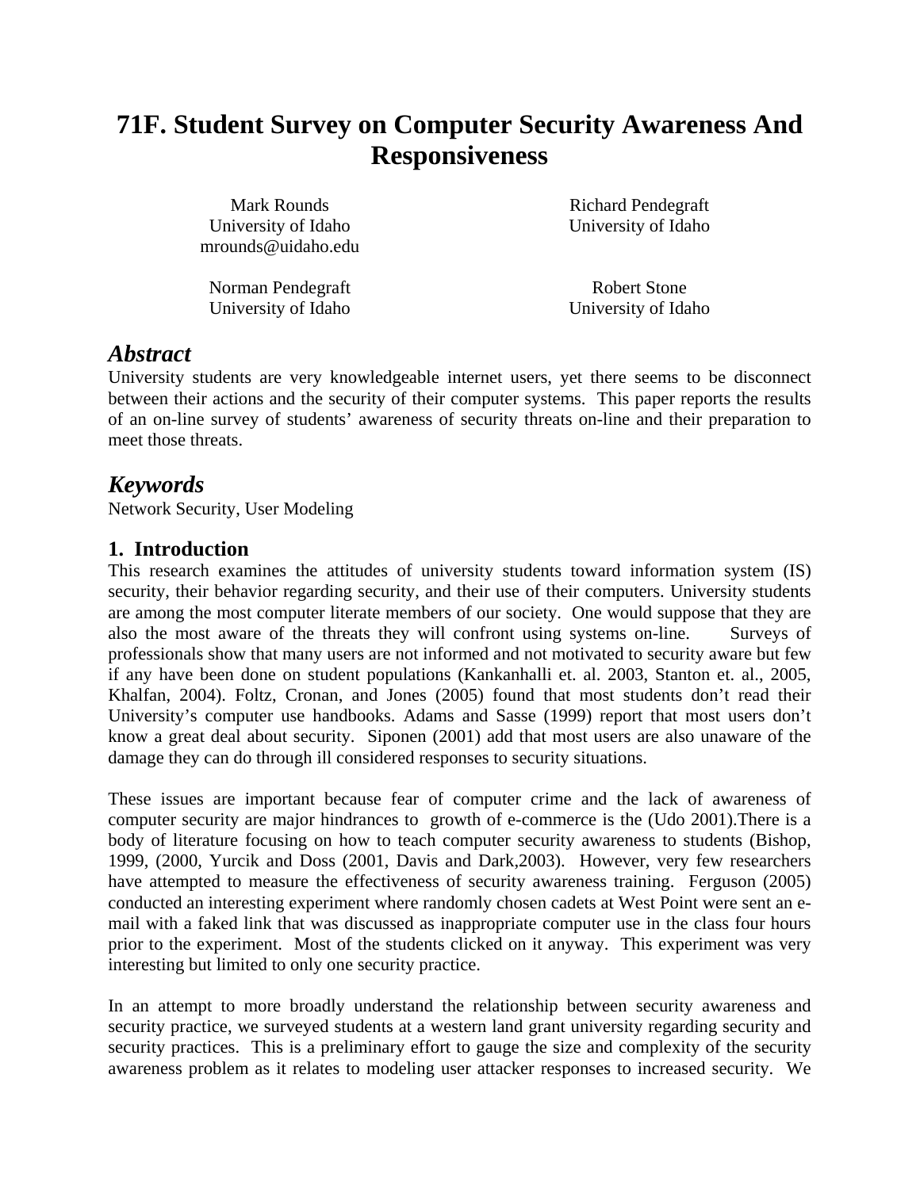# 71F. Student Survey on Computer Security Awareness And Responsiveness

Mark Rounds
University of Idaho
mrounds@uidaho.edu

Richard Pendegraft
University of Idaho

Norman Pendegraft
University of Idaho

Robert Stone
University of Idaho

## *Abstract*

University students are very knowledgeable internet users, yet there seems to be disconnect between their actions and the security of their computer systems. This paper reports the results of an on-line survey of students' awareness of security threats on-line and their preparation to meet those threats.

## *Keywords*

Network Security, User Modeling

### 1. Introduction

This research examines the attitudes of university students toward information system (IS) security, their behavior regarding security, and their use of their computers. University students are among the most computer literate members of our society. One would suppose that they are also the most aware of the threats they will confront using systems on-line. Surveys of professionals show that many users are not informed and not motivated to security aware but few if any have been done on student populations (Kankanhalli et. al. 2003, Stanton et. al., 2005, Khalfan, 2004). Foltz, Cronan, and Jones (2005) found that most students don't read their University's computer use handbooks. Adams and Sasse (1999) report that most users don't know a great deal about security. Siponen (2001) add that most users are also unaware of the damage they can do through ill considered responses to security situations.

These issues are important because fear of computer crime and the lack of awareness of computer security are major hindrances to growth of e-commerce is the (Udo 2001).There is a body of literature focusing on how to teach computer security awareness to students (Bishop, 1999, (2000, Yurcik and Doss (2001, Davis and Dark,2003). However, very few researchers have attempted to measure the effectiveness of security awareness training. Ferguson (2005) conducted an interesting experiment where randomly chosen cadets at West Point were sent an e-mail with a faked link that was discussed as inappropriate computer use in the class four hours prior to the experiment. Most of the students clicked on it anyway. This experiment was very interesting but limited to only one security practice.

In an attempt to more broadly understand the relationship between security awareness and security practice, we surveyed students at a western land grant university regarding security and security practices. This is a preliminary effort to gauge the size and complexity of the security awareness problem as it relates to modeling user attacker responses to increased security. We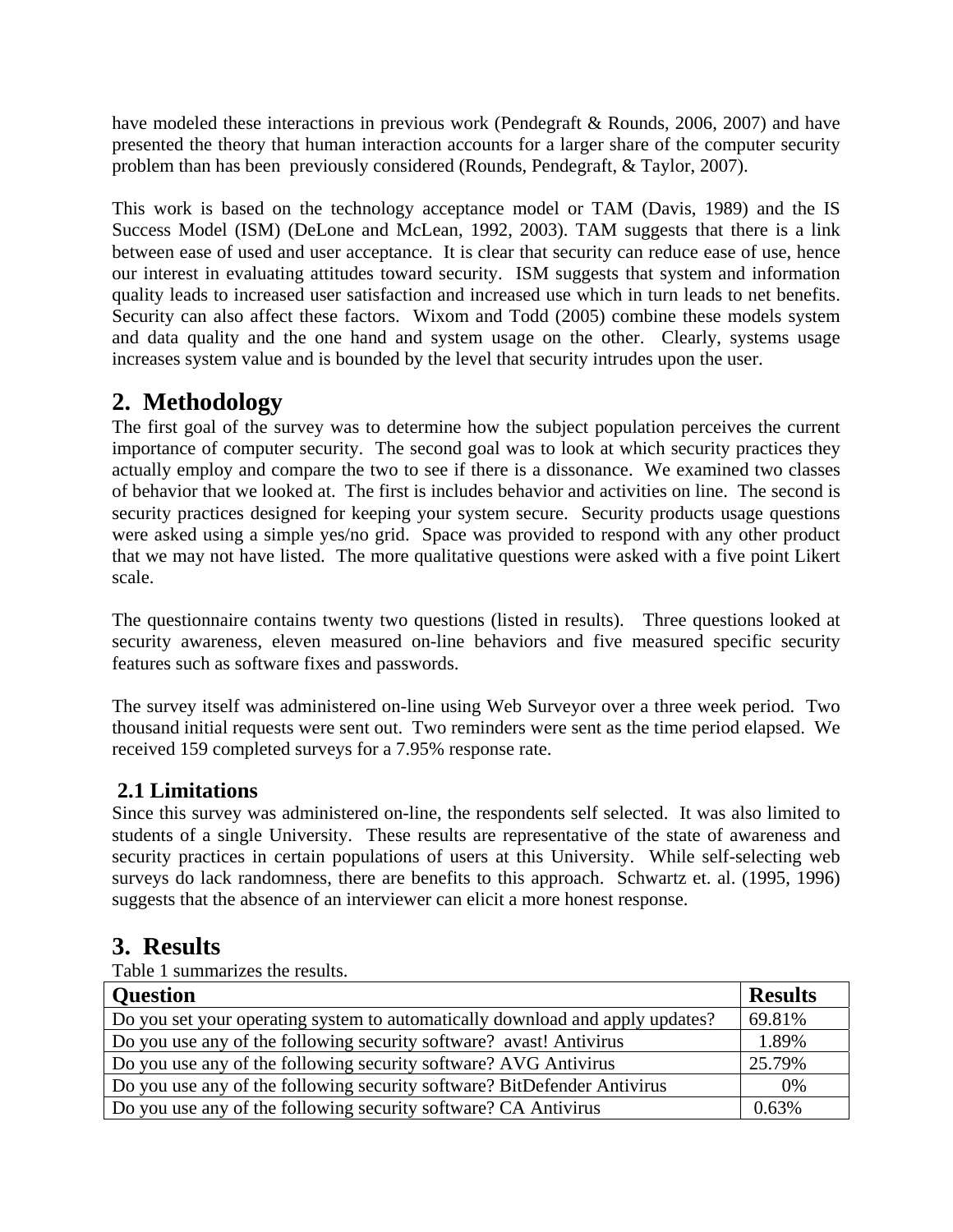have modeled these interactions in previous work (Pendegraft & Rounds, 2006, 2007) and have presented the theory that human interaction accounts for a larger share of the computer security problem than has been previously considered (Rounds, Pendegraft, & Taylor, 2007).

This work is based on the technology acceptance model or TAM (Davis, 1989) and the IS Success Model (ISM) (DeLone and McLean, 1992, 2003). TAM suggests that there is a link between ease of used and user acceptance. It is clear that security can reduce ease of use, hence our interest in evaluating attitudes toward security. ISM suggests that system and information quality leads to increased user satisfaction and increased use which in turn leads to net benefits. Security can also affect these factors. Wixom and Todd (2005) combine these models system and data quality and the one hand and system usage on the other. Clearly, systems usage increases system value and is bounded by the level that security intrudes upon the user.

## 2. Methodology

The first goal of the survey was to determine how the subject population perceives the current importance of computer security. The second goal was to look at which security practices they actually employ and compare the two to see if there is a dissonance. We examined two classes of behavior that we looked at. The first is includes behavior and activities on line. The second is security practices designed for keeping your system secure. Security products usage questions were asked using a simple yes/no grid. Space was provided to respond with any other product that we may not have listed. The more qualitative questions were asked with a five point Likert scale.

The questionnaire contains twenty two questions (listed in results). Three questions looked at security awareness, eleven measured on-line behaviors and five measured specific security features such as software fixes and passwords.

The survey itself was administered on-line using Web Surveyor over a three week period. Two thousand initial requests were sent out. Two reminders were sent as the time period elapsed. We received 159 completed surveys for a 7.95% response rate.

### 2.1 Limitations

Since this survey was administered on-line, the respondents self selected. It was also limited to students of a single University. These results are representative of the state of awareness and security practices in certain populations of users at this University. While self-selecting web surveys do lack randomness, there are benefits to this approach. Schwartz et. al. (1995, 1996) suggests that the absence of an interviewer can elicit a more honest response.

## 3. Results

Table 1 summarizes the results.

| Question | Results |
|---|---|
| Do you set your operating system to automatically download and apply updates? | 69.81% |
| Do you use any of the following security software? avast! Antivirus | 1.89% |
| Do you use any of the following security software? AVG Antivirus | 25.79% |
| Do you use any of the following security software? BitDefender Antivirus | 0% |
| Do you use any of the following security software? CA Antivirus | 0.63% |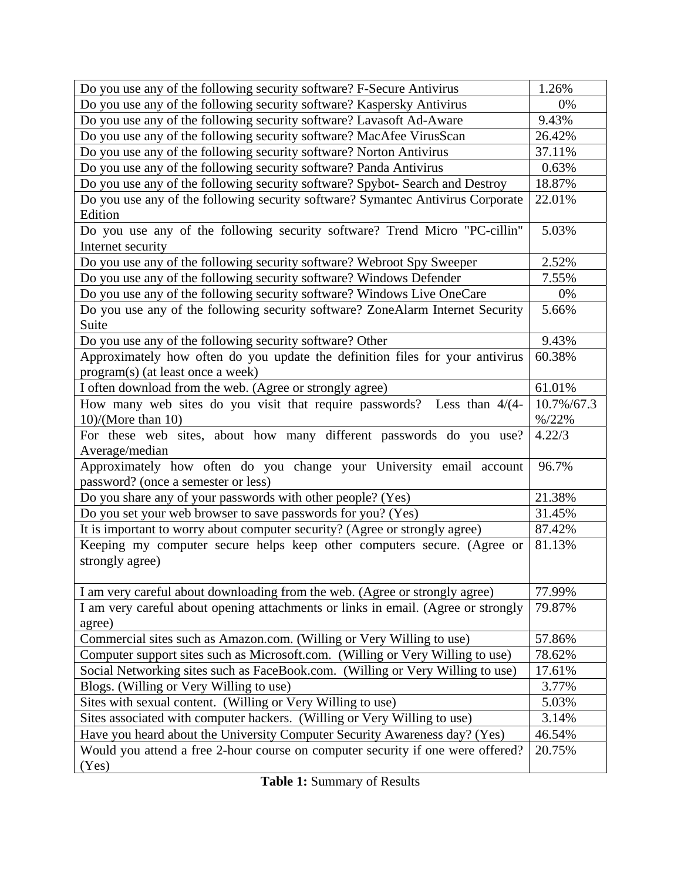| | |
|---|---|
| Do you use any of the following security software? F-Secure Antivirus | 1.26% |
| Do you use any of the following security software? Kaspersky Antivirus | 0% |
| Do you use any of the following security software? Lavasoft Ad-Aware | 9.43% |
| Do you use any of the following security software? MacAfee VirusScan | 26.42% |
| Do you use any of the following security software? Norton Antivirus | 37.11% |
| Do you use any of the following security software? Panda Antivirus | 0.63% |
| Do you use any of the following security software? Spybot- Search and Destroy | 18.87% |
| Do you use any of the following security software? Symantec Antivirus Corporate Edition | 22.01% |
| Do you use any of the following security software? Trend Micro "PC-cillin" Internet security | 5.03% |
| Do you use any of the following security software? Webroot Spy Sweeper | 2.52% |
| Do you use any of the following security software? Windows Defender | 7.55% |
| Do you use any of the following security software? Windows Live OneCare | 0% |
| Do you use any of the following security software? ZoneAlarm Internet Security Suite | 5.66% |
| Do you use any of the following security software? Other | 9.43% |
| Approximately how often do you update the definition files for your antivirus program(s) (at least once a week) | 60.38% |
| I often download from the web. (Agree or strongly agree) | 61.01% |
| How many web sites do you visit that require passwords? Less than 4/(4-10)/(More than 10) | 10.7%/67.3%/22% |
| For these web sites, about how many different passwords do you use? Average/median | 4.22/3 |
| Approximately how often do you change your University email account password? (once a semester or less) | 96.7% |
| Do you share any of your passwords with other people? (Yes) | 21.38% |
| Do you set your web browser to save passwords for you? (Yes) | 31.45% |
| It is important to worry about computer security? (Agree or strongly agree) | 87.42% |
| Keeping my computer secure helps keep other computers secure. (Agree or strongly agree) | 81.13% |
| I am very careful about downloading from the web. (Agree or strongly agree) | 77.99% |
| I am very careful about opening attachments or links in email. (Agree or strongly agree) | 79.87% |
| Commercial sites such as Amazon.com. (Willing or Very Willing to use) | 57.86% |
| Computer support sites such as Microsoft.com. (Willing or Very Willing to use) | 78.62% |
| Social Networking sites such as FaceBook.com. (Willing or Very Willing to use) | 17.61% |
| Blogs. (Willing or Very Willing to use) | 3.77% |
| Sites with sexual content. (Willing or Very Willing to use) | 5.03% |
| Sites associated with computer hackers. (Willing or Very Willing to use) | 3.14% |
| Have you heard about the University Computer Security Awareness day? (Yes) | 46.54% |
| Would you attend a free 2-hour course on computer security if one were offered? (Yes) | 20.75% |

**Table 1:** Summary of Results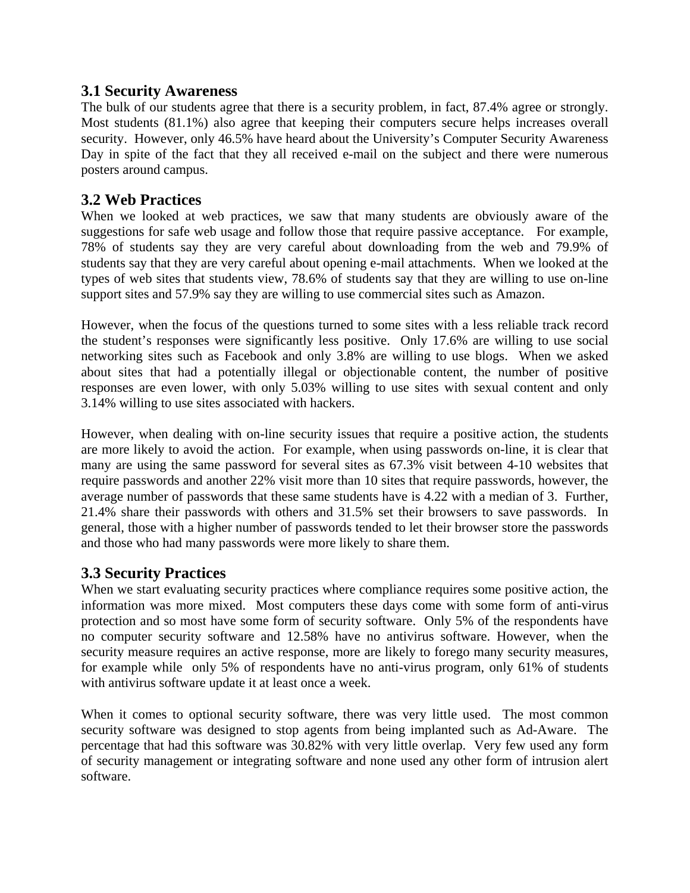## 3.1 Security Awareness

The bulk of our students agree that there is a security problem, in fact, 87.4% agree or strongly. Most students (81.1%) also agree that keeping their computers secure helps increases overall security. However, only 46.5% have heard about the University's Computer Security Awareness Day in spite of the fact that they all received e-mail on the subject and there were numerous posters around campus.

## 3.2 Web Practices

When we looked at web practices, we saw that many students are obviously aware of the suggestions for safe web usage and follow those that require passive acceptance. For example, 78% of students say they are very careful about downloading from the web and 79.9% of students say that they are very careful about opening e-mail attachments. When we looked at the types of web sites that students view, 78.6% of students say that they are willing to use on-line support sites and 57.9% say they are willing to use commercial sites such as Amazon.

However, when the focus of the questions turned to some sites with a less reliable track record the student's responses were significantly less positive. Only 17.6% are willing to use social networking sites such as Facebook and only 3.8% are willing to use blogs. When we asked about sites that had a potentially illegal or objectionable content, the number of positive responses are even lower, with only 5.03% willing to use sites with sexual content and only 3.14% willing to use sites associated with hackers.

However, when dealing with on-line security issues that require a positive action, the students are more likely to avoid the action. For example, when using passwords on-line, it is clear that many are using the same password for several sites as 67.3% visit between 4-10 websites that require passwords and another 22% visit more than 10 sites that require passwords, however, the average number of passwords that these same students have is 4.22 with a median of 3. Further, 21.4% share their passwords with others and 31.5% set their browsers to save passwords. In general, those with a higher number of passwords tended to let their browser store the passwords and those who had many passwords were more likely to share them.

## 3.3 Security Practices

When we start evaluating security practices where compliance requires some positive action, the information was more mixed. Most computers these days come with some form of anti-virus protection and so most have some form of security software. Only 5% of the respondents have no computer security software and 12.58% have no antivirus software. However, when the security measure requires an active response, more are likely to forego many security measures, for example while only 5% of respondents have no anti-virus program, only 61% of students with antivirus software update it at least once a week.

When it comes to optional security software, there was very little used. The most common security software was designed to stop agents from being implanted such as Ad-Aware. The percentage that had this software was 30.82% with very little overlap. Very few used any form of security management or integrating software and none used any other form of intrusion alert software.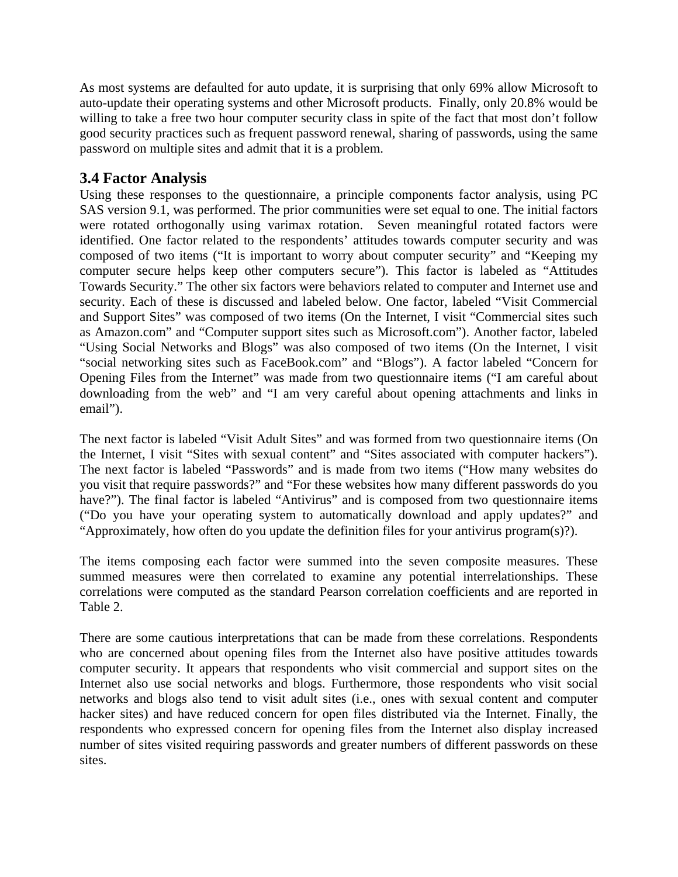As most systems are defaulted for auto update, it is surprising that only 69% allow Microsoft to auto-update their operating systems and other Microsoft products. Finally, only 20.8% would be willing to take a free two hour computer security class in spite of the fact that most don't follow good security practices such as frequent password renewal, sharing of passwords, using the same password on multiple sites and admit that it is a problem.

### 3.4 Factor Analysis

Using these responses to the questionnaire, a principle components factor analysis, using PC SAS version 9.1, was performed. The prior communities were set equal to one. The initial factors were rotated orthogonally using varimax rotation. Seven meaningful rotated factors were identified. One factor related to the respondents' attitudes towards computer security and was composed of two items ("It is important to worry about computer security" and "Keeping my computer secure helps keep other computers secure"). This factor is labeled as "Attitudes Towards Security." The other six factors were behaviors related to computer and Internet use and security. Each of these is discussed and labeled below. One factor, labeled "Visit Commercial and Support Sites" was composed of two items (On the Internet, I visit "Commercial sites such as Amazon.com" and "Computer support sites such as Microsoft.com"). Another factor, labeled "Using Social Networks and Blogs" was also composed of two items (On the Internet, I visit "social networking sites such as FaceBook.com" and "Blogs"). A factor labeled "Concern for Opening Files from the Internet" was made from two questionnaire items ("I am careful about downloading from the web" and "I am very careful about opening attachments and links in email").

The next factor is labeled "Visit Adult Sites" and was formed from two questionnaire items (On the Internet, I visit "Sites with sexual content" and "Sites associated with computer hackers"). The next factor is labeled "Passwords" and is made from two items ("How many websites do you visit that require passwords?" and "For these websites how many different passwords do you have?"). The final factor is labeled "Antivirus" and is composed from two questionnaire items ("Do you have your operating system to automatically download and apply updates?" and "Approximately, how often do you update the definition files for your antivirus program(s)?).

The items composing each factor were summed into the seven composite measures. These summed measures were then correlated to examine any potential interrelationships. These correlations were computed as the standard Pearson correlation coefficients and are reported in Table 2.

There are some cautious interpretations that can be made from these correlations. Respondents who are concerned about opening files from the Internet also have positive attitudes towards computer security. It appears that respondents who visit commercial and support sites on the Internet also use social networks and blogs. Furthermore, those respondents who visit social networks and blogs also tend to visit adult sites (i.e., ones with sexual content and computer hacker sites) and have reduced concern for open files distributed via the Internet. Finally, the respondents who expressed concern for opening files from the Internet also display increased number of sites visited requiring passwords and greater numbers of different passwords on these sites.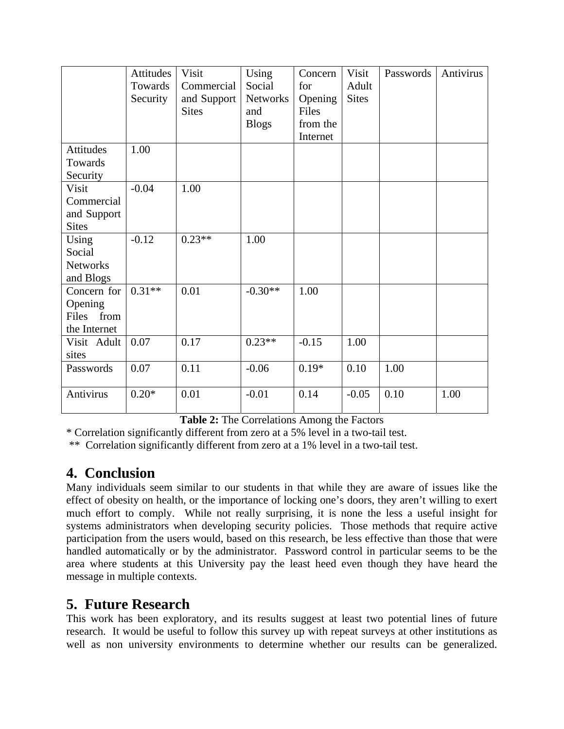| | Attitudes Towards Security | Visit Commercial and Support Sites | Using Social Networks and Blogs | Concern for Opening Files from the Internet | Visit Adult Sites | Passwords | Antivirus |
|---|---|---|---|---|---|---|---|
| Attitudes Towards Security | 1.00 | | | | | | |
| Visit Commercial and Support Sites | -0.04 | 1.00 | | | | | |
| Using Social Networks and Blogs | -0.12 | 0.23** | 1.00 | | | | |
| Concern for Opening Files from the Internet | 0.31** | 0.01 | -0.30** | 1.00 | | | |
| Visit Adult sites | 0.07 | 0.17 | 0.23** | -0.15 | 1.00 | | |
| Passwords | 0.07 | 0.11 | -0.06 | 0.19* | 0.10 | 1.00 | |
| Antivirus | 0.20* | 0.01 | -0.01 | 0.14 | -0.05 | 0.10 | 1.00 |

**Table 2:** The Correlations Among the Factors

* Correlation significantly different from zero at a 5% level in a two-tail test.

** Correlation significantly different from zero at a 1% level in a two-tail test.

## 4. Conclusion

Many individuals seem similar to our students in that while they are aware of issues like the effect of obesity on health, or the importance of locking one's doors, they aren't willing to exert much effort to comply. While not really surprising, it is none the less a useful insight for systems administrators when developing security policies. Those methods that require active participation from the users would, based on this research, be less effective than those that were handled automatically or by the administrator. Password control in particular seems to be the area where students at this University pay the least heed even though they have heard the message in multiple contexts.

## 5. Future Research

This work has been exploratory, and its results suggest at least two potential lines of future research. It would be useful to follow this survey up with repeat surveys at other institutions as well as non university environments to determine whether our results can be generalized.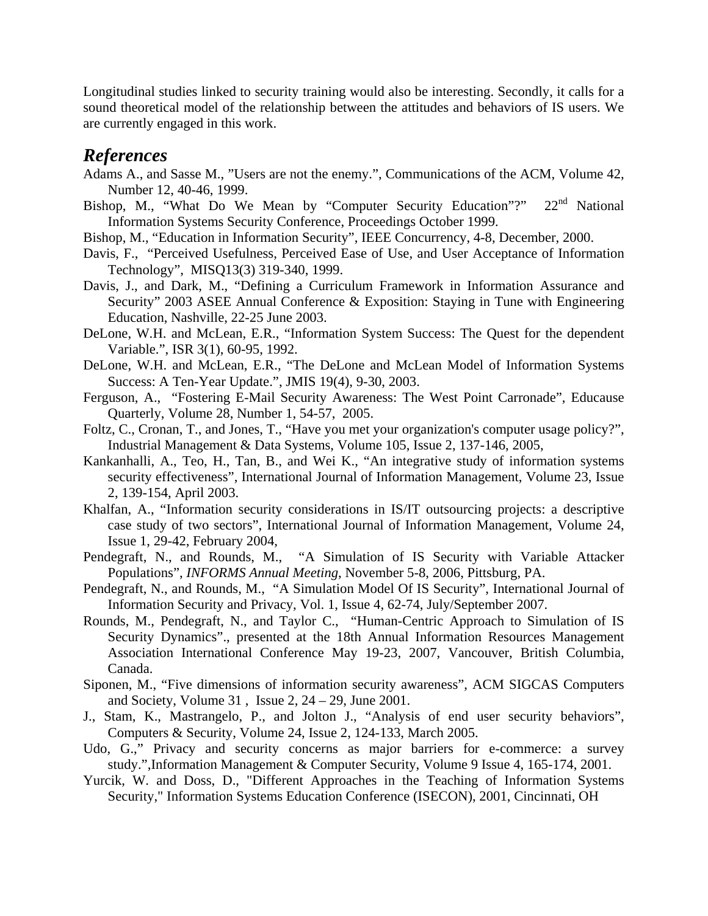Longitudinal studies linked to security training would also be interesting. Secondly, it calls for a sound theoretical model of the relationship between the attitudes and behaviors of IS users. We are currently engaged in this work.

## *References*

Adams A., and Sasse M., "Users are not the enemy.", Communications of the ACM, Volume 42, Number 12, 40-46, 1999.

Bishop, M., "What Do We Mean by "Computer Security Education"?" 22nd National Information Systems Security Conference, Proceedings October 1999.

Bishop, M., "Education in Information Security", IEEE Concurrency, 4-8, December, 2000.

Davis, F., "Perceived Usefulness, Perceived Ease of Use, and User Acceptance of Information Technology", MISQ13(3) 319-340, 1999.

Davis, J., and Dark, M., "Defining a Curriculum Framework in Information Assurance and Security" 2003 ASEE Annual Conference & Exposition: Staying in Tune with Engineering Education, Nashville, 22-25 June 2003.

DeLone, W.H. and McLean, E.R., "Information System Success: The Quest for the dependent Variable.", ISR 3(1), 60-95, 1992.

DeLone, W.H. and McLean, E.R., "The DeLone and McLean Model of Information Systems Success: A Ten-Year Update.", JMIS 19(4), 9-30, 2003.

Ferguson, A., "Fostering E-Mail Security Awareness: The West Point Carronade", Educause Quarterly, Volume 28, Number 1, 54-57, 2005.

Foltz, C., Cronan, T., and Jones, T., "Have you met your organization's computer usage policy?", Industrial Management & Data Systems, Volume 105, Issue 2, 137-146, 2005,

Kankanhalli, A., Teo, H., Tan, B., and Wei K., "An integrative study of information systems security effectiveness", International Journal of Information Management, Volume 23, Issue 2, 139-154, April 2003.

Khalfan, A., "Information security considerations in IS/IT outsourcing projects: a descriptive case study of two sectors", International Journal of Information Management, Volume 24, Issue 1, 29-42, February 2004,

Pendegraft, N., and Rounds, M., "A Simulation of IS Security with Variable Attacker Populations", *INFORMS Annual Meeting*, November 5-8, 2006, Pittsburg, PA.

Pendegraft, N., and Rounds, M., "A Simulation Model Of IS Security", International Journal of Information Security and Privacy, Vol. 1, Issue 4, 62-74, July/September 2007.

Rounds, M., Pendegraft, N., and Taylor C., "Human-Centric Approach to Simulation of IS Security Dynamics"., presented at the 18th Annual Information Resources Management Association International Conference May 19-23, 2007, Vancouver, British Columbia, Canada.

Siponen, M., "Five dimensions of information security awareness", ACM SIGCAS Computers and Society, Volume 31 , Issue 2, 24 – 29, June 2001.

J., Stam, K., Mastrangelo, P., and Jolton J., "Analysis of end user security behaviors", Computers & Security, Volume 24, Issue 2, 124-133, March 2005.

Udo, G.," Privacy and security concerns as major barriers for e-commerce: a survey study.",Information Management & Computer Security, Volume 9 Issue 4, 165-174, 2001.

Yurcik, W. and Doss, D., "Different Approaches in the Teaching of Information Systems Security," Information Systems Education Conference (ISECON), 2001, Cincinnati, OH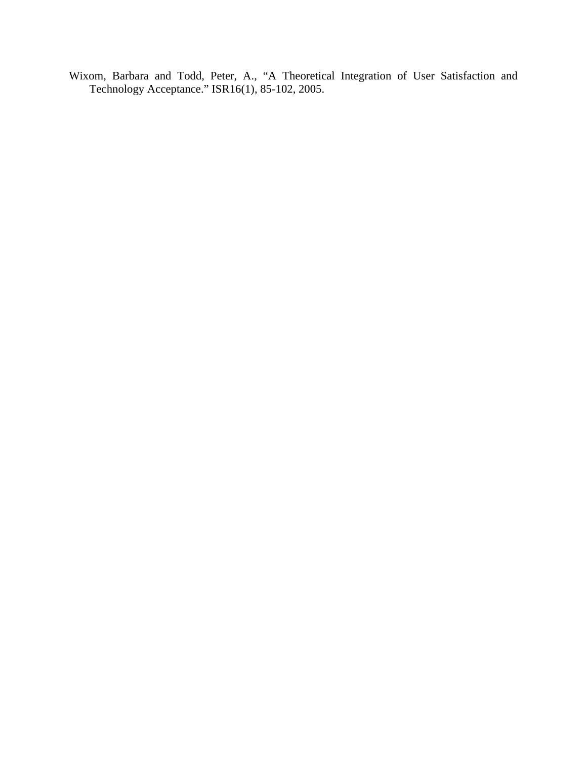Wixom, Barbara and Todd, Peter, A., "A Theoretical Integration of User Satisfaction and Technology Acceptance." ISR16(1), 85-102, 2005.